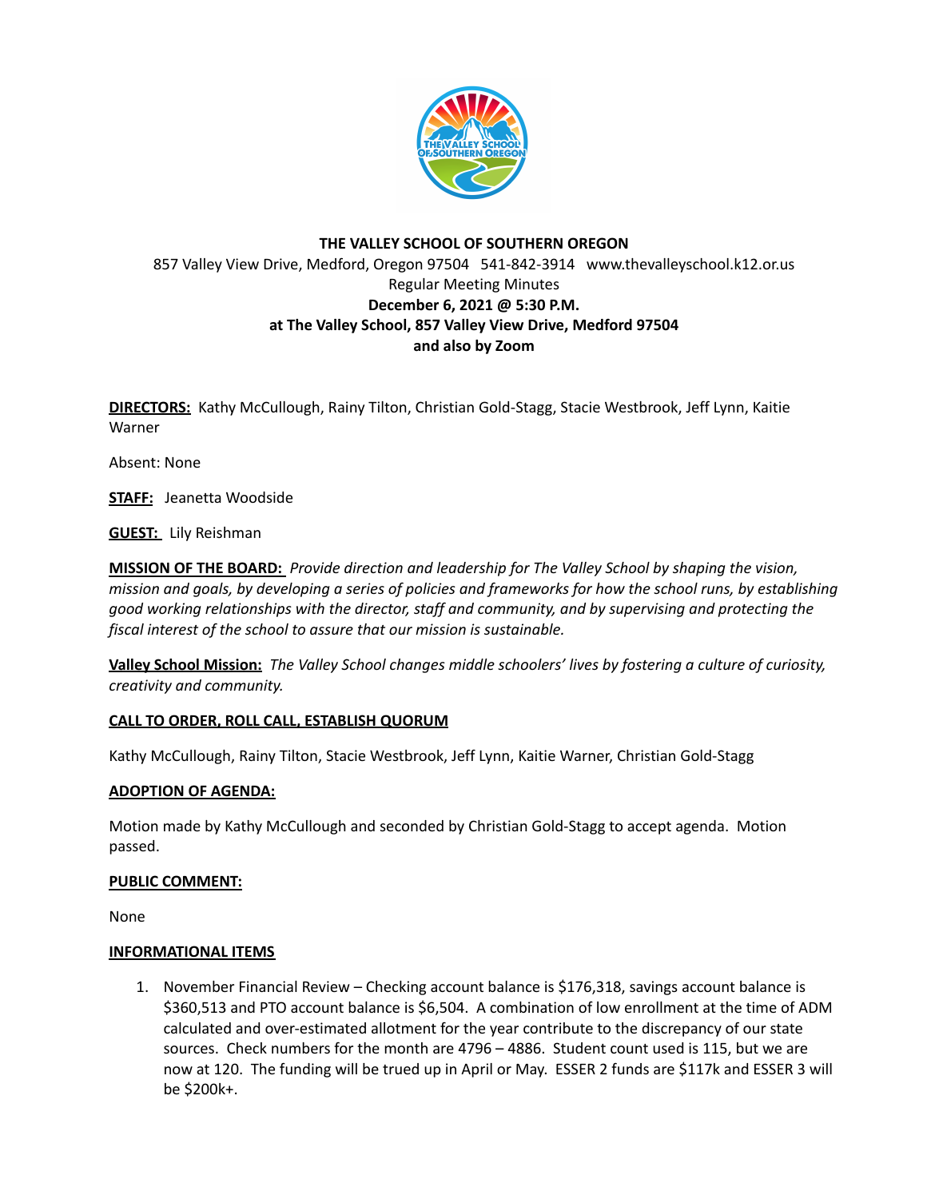**THE VALLEY SCHOOL OF SOUTHERN OREGON**

857 Valley View Drive, Medford, Oregon 97504 541-842-3914 www.thevalleyschool.k12.or.us

Regular Meeting Minutes

**December 6, 2021 @ 5:30 P.M.**

**at The Valley School, 857 Valley View Drive, Medford 97504**

**and also by Zoom**

**DIRECTORS:** Kathy McCullough, Rainy Tilton, Christian Gold-Stagg, Stacie Westbrook, Jeff Lynn, Kaitie Warner

Absent: None

**STAFF:** Jeanetta Woodside

**GUEST:** Lily Reishman

**MISSION OF THE BOARD:** *Provide direction and leadership for The Valley School by shaping the vision, mission and goals, by developing a series of policies and frameworks for how the school runs, by establishing good working relationships with the director, staff and community, and by supervising and protecting the fiscal interest of the school to assure that our mission is sustainable.*

**Valley School Mission:** *The Valley School changes middle schoolers' lives by fostering a culture of curiosity, creativity and community.*

**CALL TO ORDER, ROLL CALL, ESTABLISH QUORUM**

Kathy McCullough, Rainy Tilton, Stacie Westbrook, Jeff Lynn, Kaitie Warner, Christian Gold-Stagg

**ADOPTION OF AGENDA:**

Motion made by Kathy McCullough and seconded by Christian Gold-Stagg to accept agenda. Motion passed.

**PUBLIC COMMENT:**

None

**INFORMATIONAL ITEMS**

1. November Financial Review – Checking account balance is $176,318, savings account balance is $360,513 and PTO account balance is $6,504. A combination of low enrollment at the time of ADM calculated and over-estimated allotment for the year contribute to the discrepancy of our state sources. Check numbers for the month are 4796 – 4886. Student count used is 115, but we are now at 120. The funding will be trued up in April or May. ESSER 2 funds are $117k and ESSER 3 will be $200k+.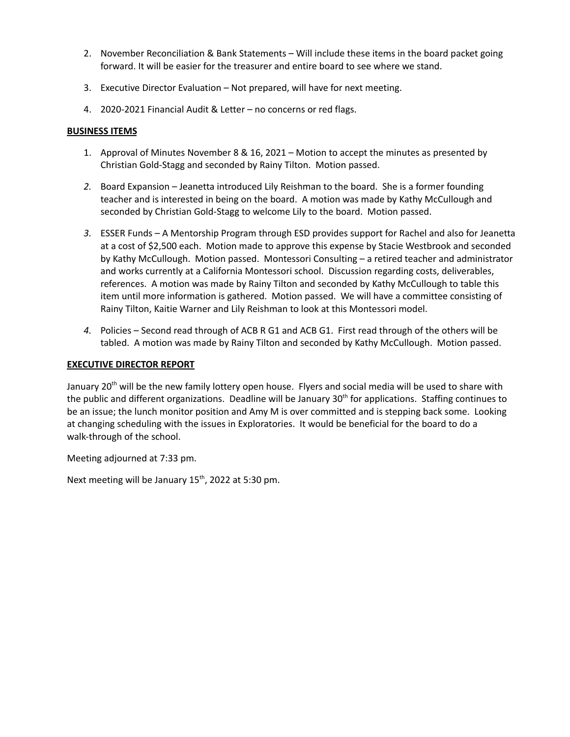2. November Reconciliation & Bank Statements – Will include these items in the board packet going forward. It will be easier for the treasurer and entire board to see where we stand.

3. Executive Director Evaluation – Not prepared, will have for next meeting.

4. 2020-2021 Financial Audit & Letter – no concerns or red flags.

**BUSINESS ITEMS**

1. Approval of Minutes November 8 & 16, 2021 – Motion to accept the minutes as presented by Christian Gold-Stagg and seconded by Rainy Tilton. Motion passed.

2. Board Expansion – Jeanetta introduced Lily Reishman to the board. She is a former founding teacher and is interested in being on the board. A motion was made by Kathy McCullough and seconded by Christian Gold-Stagg to welcome Lily to the board. Motion passed.

3. ESSER Funds – A Mentorship Program through ESD provides support for Rachel and also for Jeanetta at a cost of $2,500 each. Motion made to approve this expense by Stacie Westbrook and seconded by Kathy McCullough. Motion passed. Montessori Consulting – a retired teacher and administrator and works currently at a California Montessori school. Discussion regarding costs, deliverables, references. A motion was made by Rainy Tilton and seconded by Kathy McCullough to table this item until more information is gathered. Motion passed. We will have a committee consisting of Rainy Tilton, Kaitie Warner and Lily Reishman to look at this Montessori model.

4. Policies – Second read through of ACB R G1 and ACB G1. First read through of the others will be tabled. A motion was made by Rainy Tilton and seconded by Kathy McCullough. Motion passed.

**EXECUTIVE DIRECTOR REPORT**

January 20th will be the new family lottery open house. Flyers and social media will be used to share with the public and different organizations. Deadline will be January 30th for applications. Staffing continues to be an issue; the lunch monitor position and Amy M is over committed and is stepping back some. Looking at changing scheduling with the issues in Exploratories. It would be beneficial for the board to do a walk-through of the school.

Meeting adjourned at 7:33 pm.

Next meeting will be January 15th, 2022 at 5:30 pm.